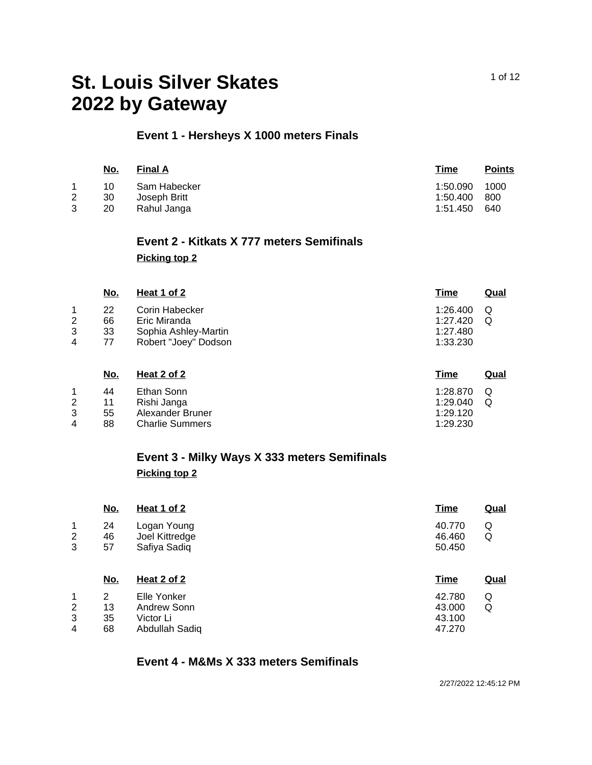# St. Louis Silver Skates
# 2022 by Gateway

## Event 1 - Hersheys X 1000 meters Finals

| | No. | Final A | Time | Points |
|---|---|---|---|---|
| 1 | 10 | Sam Habecker | 1:50.090 | 1000 |
| 2 | 30 | Joseph Britt | 1:50.400 | 800 |
| 3 | 20 | Rahul Janga | 1:51.450 | 640 |

## Event 2 - Kitkats X 777 meters Semifinals

**Picking top 2**

| | No. | Heat 1 of 2 | Time | Qual |
|---|---|---|---|---|
| 1 | 22 | Corin Habecker | 1:26.400 | Q |
| 2 | 66 | Eric Miranda | 1:27.420 | Q |
| 3 | 33 | Sophia Ashley-Martin | 1:27.480 | |
| 4 | 77 | Robert "Joey" Dodson | 1:33.230 | |

| | No. | Heat 2 of 2 | Time | Qual |
|---|---|---|---|---|
| 1 | 44 | Ethan Sonn | 1:28.870 | Q |
| 2 | 11 | Rishi Janga | 1:29.040 | Q |
| 3 | 55 | Alexander Bruner | 1:29.120 | |
| 4 | 88 | Charlie Summers | 1:29.230 | |

## Event 3 - Milky Ways X 333 meters Semifinals

**Picking top 2**

| | No. | Heat 1 of 2 | Time | Qual |
|---|---|---|---|---|
| 1 | 24 | Logan Young | 40.770 | Q |
| 2 | 46 | Joel Kittredge | 46.460 | Q |
| 3 | 57 | Safiya Sadiq | 50.450 | |

| | No. | Heat 2 of 2 | Time | Qual |
|---|---|---|---|---|
| 1 | 2 | Elle Yonker | 42.780 | Q |
| 2 | 13 | Andrew Sonn | 43.000 | Q |
| 3 | 35 | Victor Li | 43.100 | |
| 4 | 68 | Abdullah Sadiq | 47.270 | |

## Event 4 - M&Ms X 333 meters Semifinals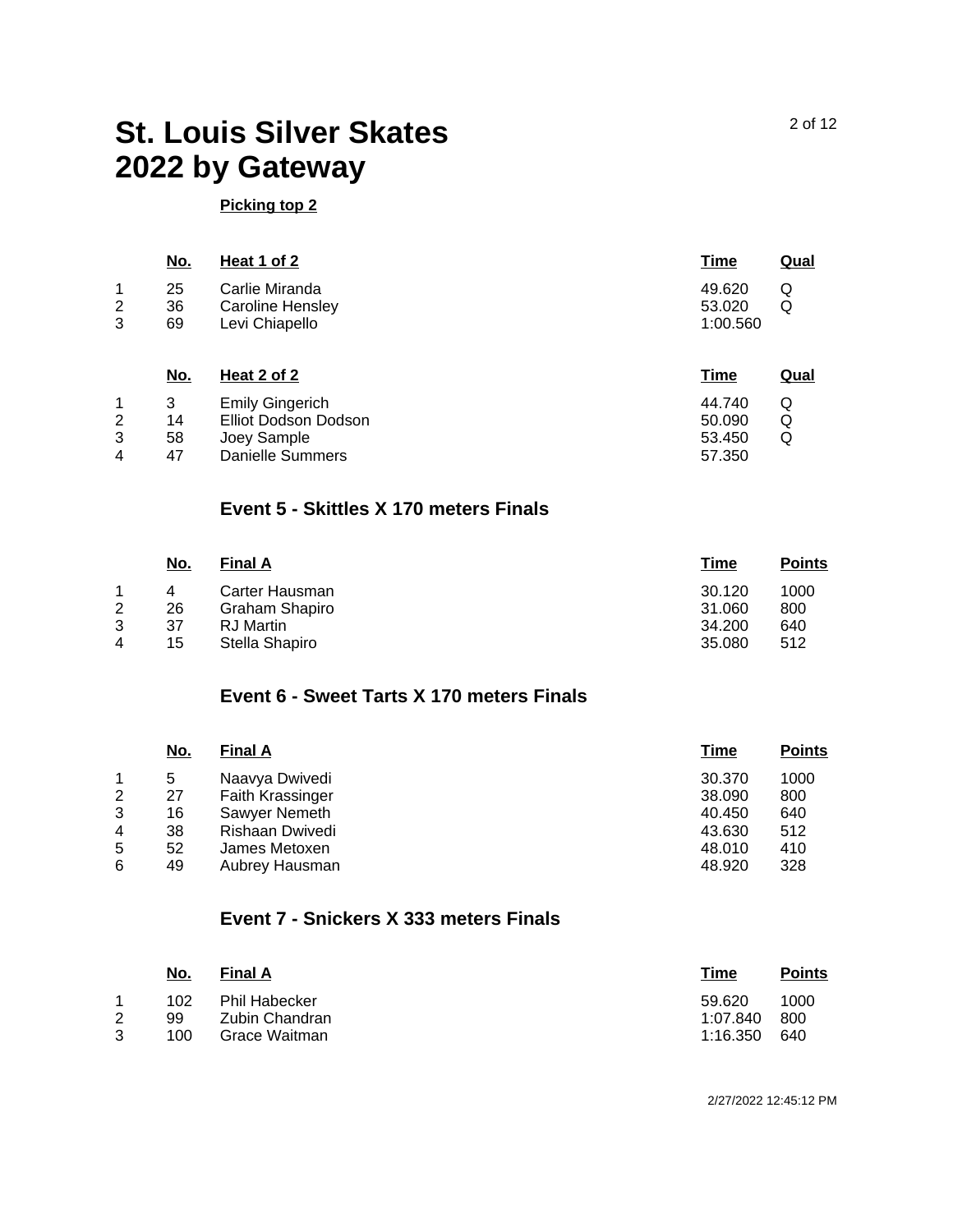# St. Louis Silver Skates 2022 by Gateway

**Picking top 2**

| | No. | Heat 1 of 2 | Time | Qual |
|---|---|---|---|---|
| 1 | 25 | Carlie Miranda | 49.620 | Q |
| 2 | 36 | Caroline Hensley | 53.020 | Q |
| 3 | 69 | Levi Chiapello | 1:00.560 | |

| | No. | Heat 2 of 2 | Time | Qual |
|---|---|---|---|---|
| 1 | 3 | Emily Gingerich | 44.740 | Q |
| 2 | 14 | Elliot Dodson Dodson | 50.090 | Q |
| 3 | 58 | Joey Sample | 53.450 | Q |
| 4 | 47 | Danielle Summers | 57.350 | |

## Event 5 - Skittles X 170 meters Finals

| | No. | Final A | Time | Points |
|---|---|---|---|---|
| 1 | 4 | Carter Hausman | 30.120 | 1000 |
| 2 | 26 | Graham Shapiro | 31.060 | 800 |
| 3 | 37 | RJ Martin | 34.200 | 640 |
| 4 | 15 | Stella Shapiro | 35.080 | 512 |

## Event 6 - Sweet Tarts X 170 meters Finals

| | No. | Final A | Time | Points |
|---|---|---|---|---|
| 1 | 5 | Naavya Dwivedi | 30.370 | 1000 |
| 2 | 27 | Faith Krassinger | 38.090 | 800 |
| 3 | 16 | Sawyer Nemeth | 40.450 | 640 |
| 4 | 38 | Rishaan Dwivedi | 43.630 | 512 |
| 5 | 52 | James Metoxen | 48.010 | 410 |
| 6 | 49 | Aubrey Hausman | 48.920 | 328 |

## Event 7 - Snickers X 333 meters Finals

| | No. | Final A | Time | Points |
|---|---|---|---|---|
| 1 | 102 | Phil Habecker | 59.620 | 1000 |
| 2 | 99 | Zubin Chandran | 1:07.840 | 800 |
| 3 | 100 | Grace Waitman | 1:16.350 | 640 |

2/27/2022 12:45:12 PM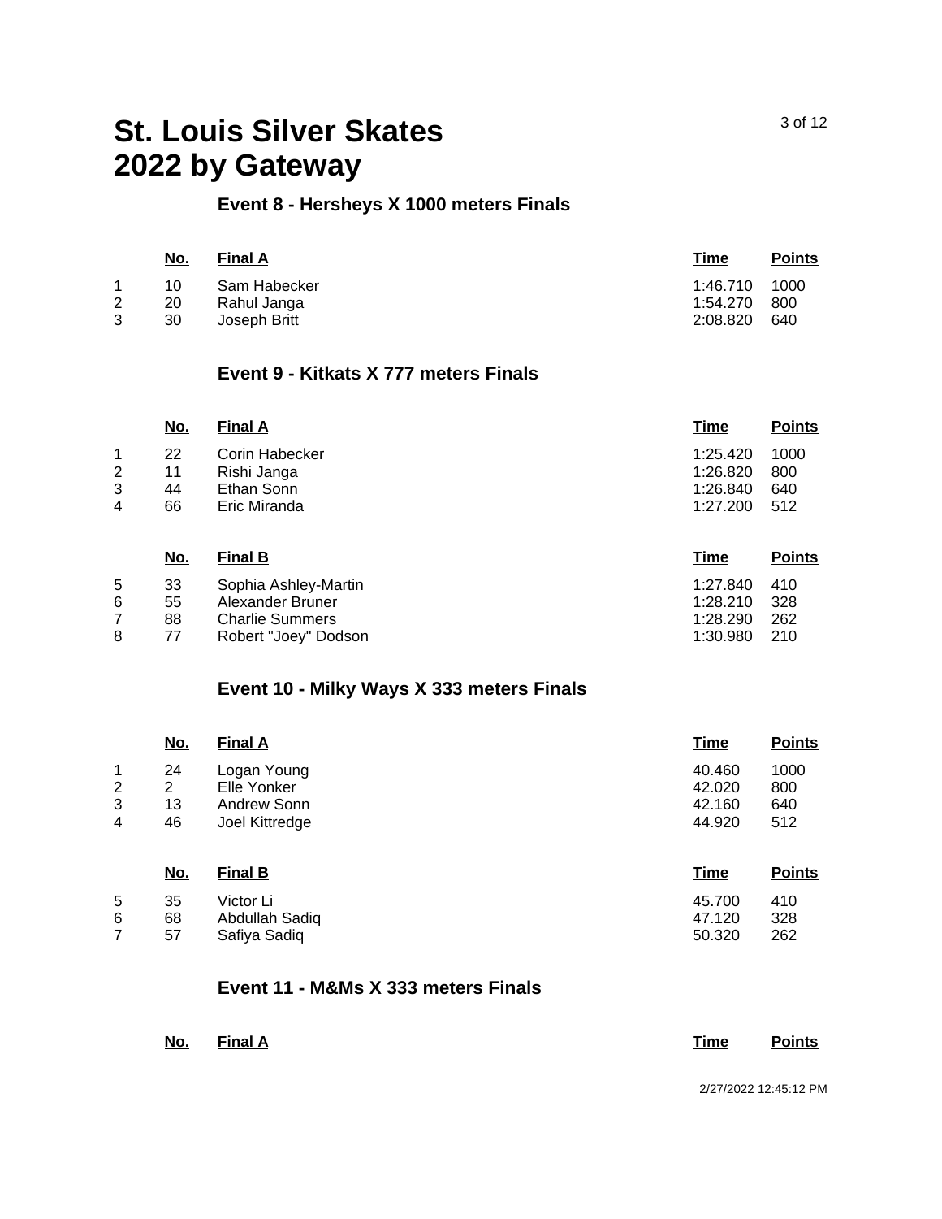# St. Louis Silver Skates
# 2022 by Gateway

### Event 8 - Hersheys X 1000 meters Finals

| | No. | Final A | Time | Points |
|---|---|---|---|---|
| 1 | 10 | Sam Habecker | 1:46.710 | 1000 |
| 2 | 20 | Rahul Janga | 1:54.270 | 800 |
| 3 | 30 | Joseph Britt | 2:08.820 | 640 |

### Event 9 - Kitkats X 777 meters Finals

| | No. | Final A | Time | Points |
|---|---|---|---|---|
| 1 | 22 | Corin Habecker | 1:25.420 | 1000 |
| 2 | 11 | Rishi Janga | 1:26.820 | 800 |
| 3 | 44 | Ethan Sonn | 1:26.840 | 640 |
| 4 | 66 | Eric Miranda | 1:27.200 | 512 |

| | No. | Final B | Time | Points |
|---|---|---|---|---|
| 5 | 33 | Sophia Ashley-Martin | 1:27.840 | 410 |
| 6 | 55 | Alexander Bruner | 1:28.210 | 328 |
| 7 | 88 | Charlie Summers | 1:28.290 | 262 |
| 8 | 77 | Robert "Joey" Dodson | 1:30.980 | 210 |

### Event 10 - Milky Ways X 333 meters Finals

| | No. | Final A | Time | Points |
|---|---|---|---|---|
| 1 | 24 | Logan Young | 40.460 | 1000 |
| 2 | 2 | Elle Yonker | 42.020 | 800 |
| 3 | 13 | Andrew Sonn | 42.160 | 640 |
| 4 | 46 | Joel Kittredge | 44.920 | 512 |

| | No. | Final B | Time | Points |
|---|---|---|---|---|
| 5 | 35 | Victor Li | 45.700 | 410 |
| 6 | 68 | Abdullah Sadiq | 47.120 | 328 |
| 7 | 57 | Safiya Sadiq | 50.320 | 262 |

### Event 11 - M&Ms X 333 meters Finals

| | No. | Final A | Time | Points |
|---|---|---|---|---|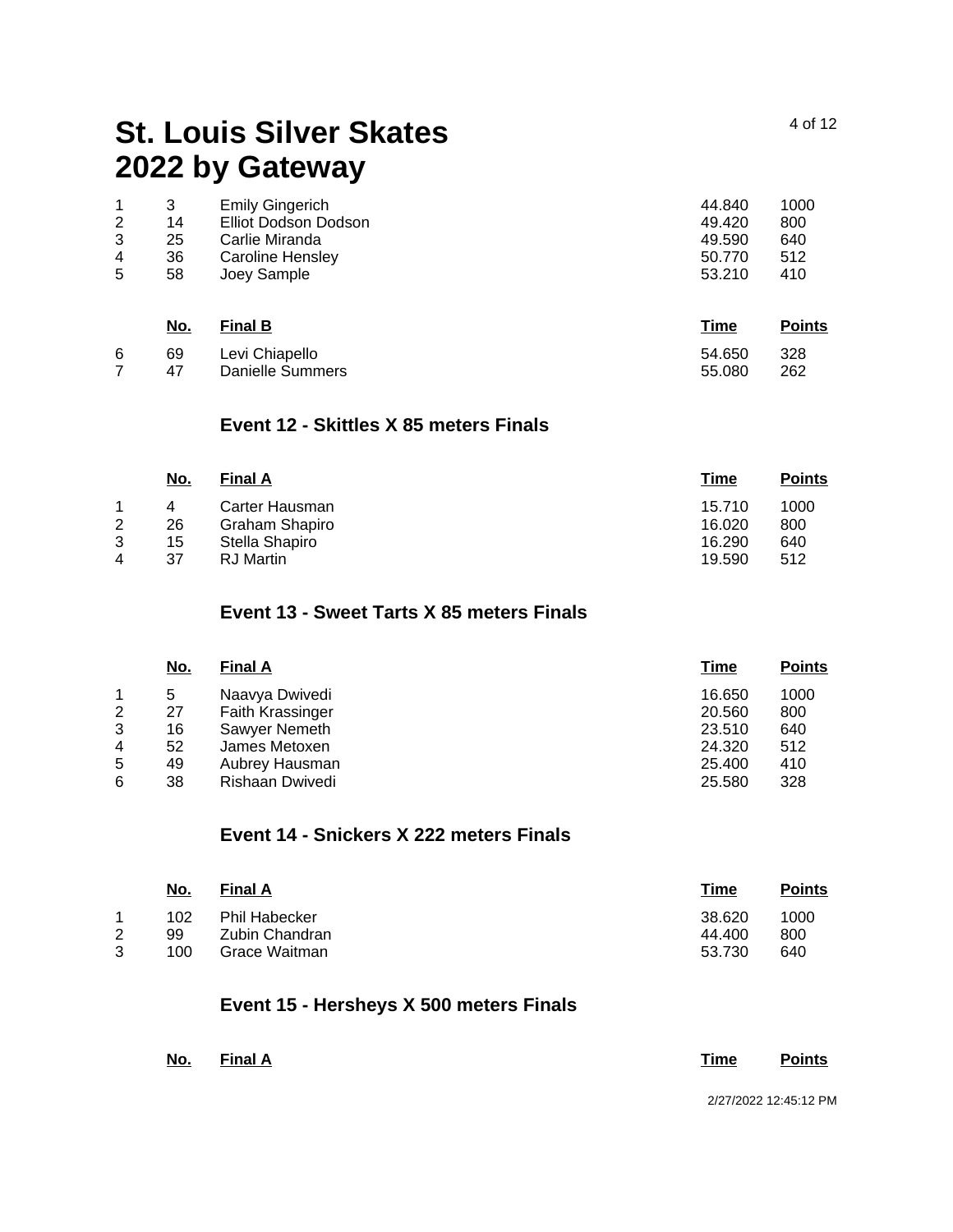# St. Louis Silver Skates 2022 by Gateway

| | No. | Final A | Time | Points |
|---|---|---|---|---|
| 1 | 3 | Emily Gingerich | 44.840 | 1000 |
| 2 | 14 | Elliot Dodson Dodson | 49.420 | 800 |
| 3 | 25 | Carlie Miranda | 49.590 | 640 |
| 4 | 36 | Caroline Hensley | 50.770 | 512 |
| 5 | 58 | Joey Sample | 53.210 | 410 |

| | No. | Final B | Time | Points |
|---|---|---|---|---|
| 6 | 69 | Levi Chiapello | 54.650 | 328 |
| 7 | 47 | Danielle Summers | 55.080 | 262 |

### Event 12 - Skittles X 85 meters Finals

| | No. | Final A | Time | Points |
|---|---|---|---|---|
| 1 | 4 | Carter Hausman | 15.710 | 1000 |
| 2 | 26 | Graham Shapiro | 16.020 | 800 |
| 3 | 15 | Stella Shapiro | 16.290 | 640 |
| 4 | 37 | RJ Martin | 19.590 | 512 |

### Event 13 - Sweet Tarts X 85 meters Finals

| | No. | Final A | Time | Points |
|---|---|---|---|---|
| 1 | 5 | Naavya Dwivedi | 16.650 | 1000 |
| 2 | 27 | Faith Krassinger | 20.560 | 800 |
| 3 | 16 | Sawyer Nemeth | 23.510 | 640 |
| 4 | 52 | James Metoxen | 24.320 | 512 |
| 5 | 49 | Aubrey Hausman | 25.400 | 410 |
| 6 | 38 | Rishaan Dwivedi | 25.580 | 328 |

### Event 14 - Snickers X 222 meters Finals

| | No. | Final A | Time | Points |
|---|---|---|---|---|
| 1 | 102 | Phil Habecker | 38.620 | 1000 |
| 2 | 99 | Zubin Chandran | 44.400 | 800 |
| 3 | 100 | Grace Waitman | 53.730 | 640 |

### Event 15 - Hersheys X 500 meters Finals

| | No. | Final A | Time | Points |
|---|---|---|---|---|

2/27/2022 12:45:12 PM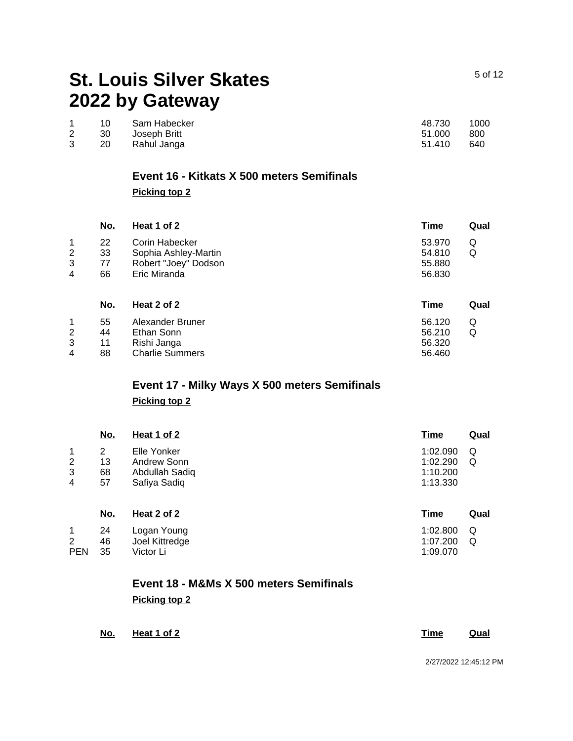# St. Louis Silver Skates 2022 by Gateway

| | | | | |
|---|---|---|---|---|
| 1 | 10 | Sam Habecker | 48.730 | 1000 |
| 2 | 30 | Joseph Britt | 51.000 | 800 |
| 3 | 20 | Rahul Janga | 51.410 | 640 |

### Event 16 - Kitkats X 500 meters Semifinals

**Picking top 2**

| | No. | Heat 1 of 2 | Time | Qual |
|---|---|---|---|---|
| 1 | 22 | Corin Habecker | 53.970 | Q |
| 2 | 33 | Sophia Ashley-Martin | 54.810 | Q |
| 3 | 77 | Robert "Joey" Dodson | 55.880 | |
| 4 | 66 | Eric Miranda | 56.830 | |

| | No. | Heat 2 of 2 | Time | Qual |
|---|---|---|---|---|
| 1 | 55 | Alexander Bruner | 56.120 | Q |
| 2 | 44 | Ethan Sonn | 56.210 | Q |
| 3 | 11 | Rishi Janga | 56.320 | |
| 4 | 88 | Charlie Summers | 56.460 | |

### Event 17 - Milky Ways X 500 meters Semifinals

**Picking top 2**

| | No. | Heat 1 of 2 | Time | Qual |
|---|---|---|---|---|
| 1 | 2 | Elle Yonker | 1:02.090 | Q |
| 2 | 13 | Andrew Sonn | 1:02.290 | Q |
| 3 | 68 | Abdullah Sadiq | 1:10.200 | |
| 4 | 57 | Safiya Sadiq | 1:13.330 | |

| | No. | Heat 2 of 2 | Time | Qual |
|---|---|---|---|---|
| 1 | 24 | Logan Young | 1:02.800 | Q |
| 2 | 46 | Joel Kittredge | 1:07.200 | Q |
| PEN | 35 | Victor Li | 1:09.070 | |

### Event 18 - M&Ms X 500 meters Semifinals

**Picking top 2**

| | No. | Heat 1 of 2 | Time | Qual |
|---|---|---|---|---|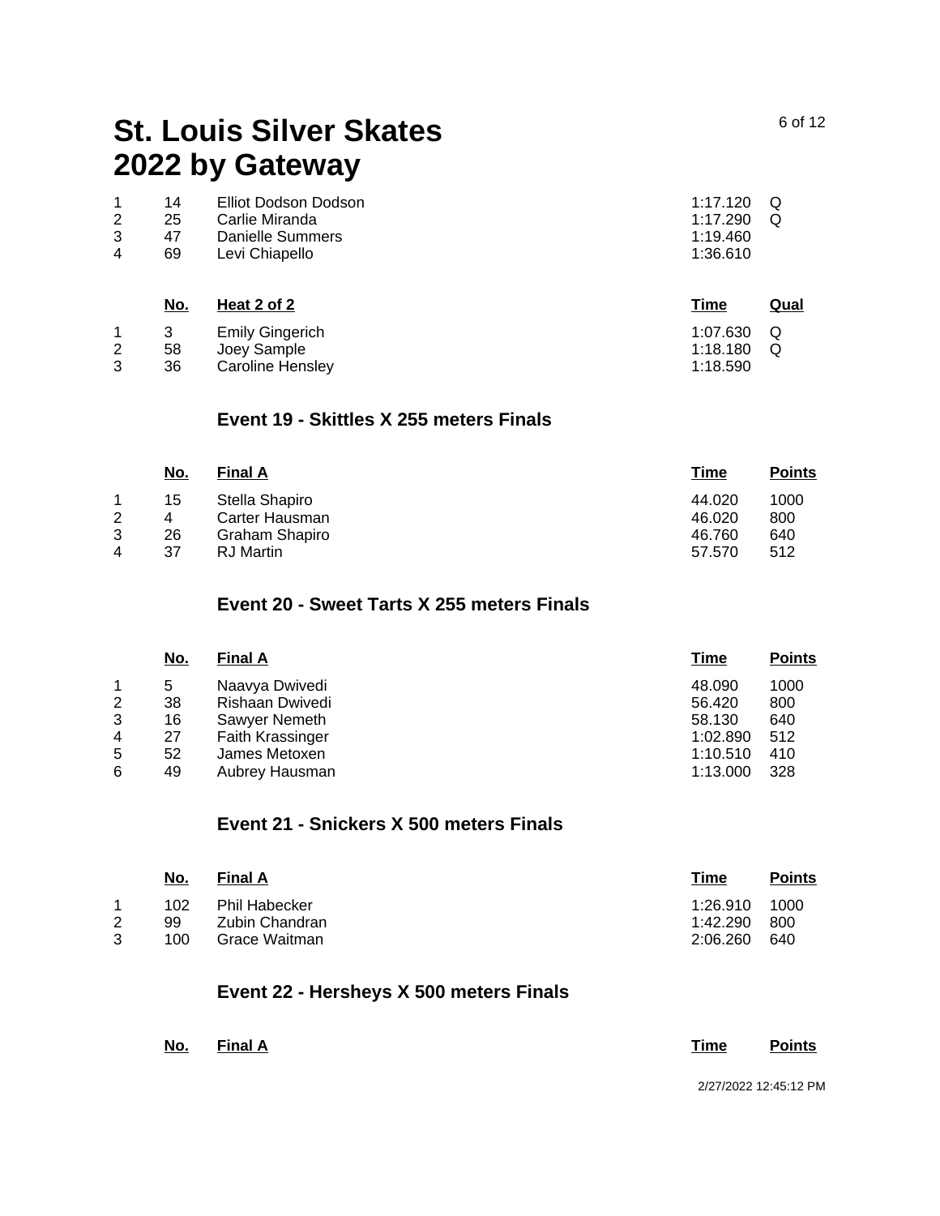# St. Louis Silver Skates 2022 by Gateway

| | No. | | Time | Qual |
|---|---|---|---|---|
| 1 | 14 | Elliot Dodson Dodson | 1:17.120 | Q |
| 2 | 25 | Carlie Miranda | 1:17.290 | Q |
| 3 | 47 | Danielle Summers | 1:19.460 | |
| 4 | 69 | Levi Chiapello | 1:36.610 | |

| | No. | Heat 2 of 2 | Time | Qual |
|---|---|---|---|---|
| 1 | 3 | Emily Gingerich | 1:07.630 | Q |
| 2 | 58 | Joey Sample | 1:18.180 | Q |
| 3 | 36 | Caroline Hensley | 1:18.590 | |

### Event 19 - Skittles X 255 meters Finals

| | No. | Final A | Time | Points |
|---|---|---|---|---|
| 1 | 15 | Stella Shapiro | 44.020 | 1000 |
| 2 | 4 | Carter Hausman | 46.020 | 800 |
| 3 | 26 | Graham Shapiro | 46.760 | 640 |
| 4 | 37 | RJ Martin | 57.570 | 512 |

### Event 20 - Sweet Tarts X 255 meters Finals

| | No. | Final A | Time | Points |
|---|---|---|---|---|
| 1 | 5 | Naavya Dwivedi | 48.090 | 1000 |
| 2 | 38 | Rishaan Dwivedi | 56.420 | 800 |
| 3 | 16 | Sawyer Nemeth | 58.130 | 640 |
| 4 | 27 | Faith Krassinger | 1:02.890 | 512 |
| 5 | 52 | James Metoxen | 1:10.510 | 410 |
| 6 | 49 | Aubrey Hausman | 1:13.000 | 328 |

### Event 21 - Snickers X 500 meters Finals

| | No. | Final A | Time | Points |
|---|---|---|---|---|
| 1 | 102 | Phil Habecker | 1:26.910 | 1000 |
| 2 | 99 | Zubin Chandran | 1:42.290 | 800 |
| 3 | 100 | Grace Waitman | 2:06.260 | 640 |

### Event 22 - Hersheys X 500 meters Finals

| | No. | Final A | Time | Points |
|---|---|---|---|---|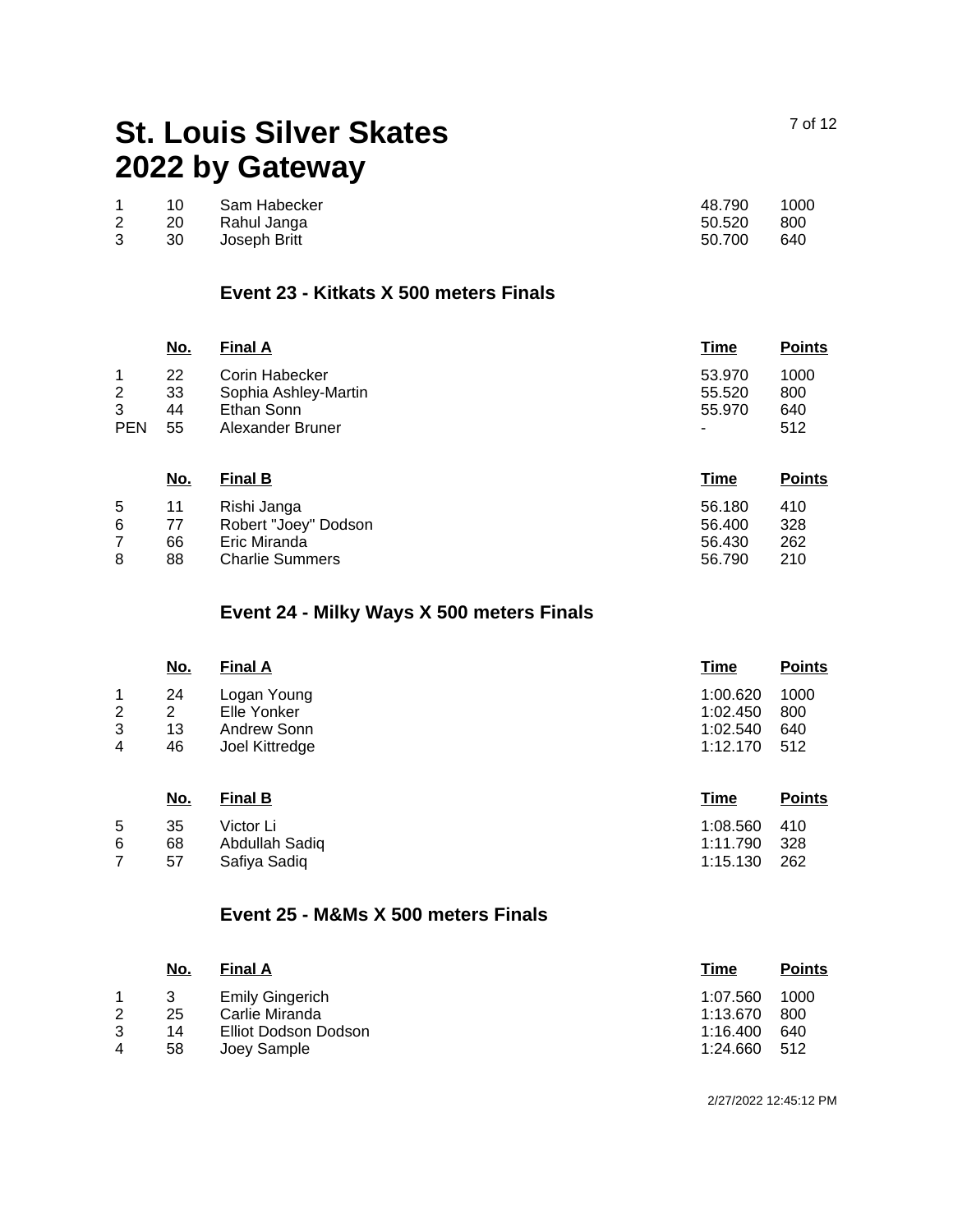# St. Louis Silver Skates 2022 by Gateway

| | | | | |
|---|---|---|---|---|
| 1 | 10 | Sam Habecker | 48.790 | 1000 |
| 2 | 20 | Rahul Janga | 50.520 | 800 |
| 3 | 30 | Joseph Britt | 50.700 | 640 |

### Event 23 - Kitkats X 500 meters Finals

| | No. | Final A | Time | Points |
|---|---|---|---|---|
| 1 | 22 | Corin Habecker | 53.970 | 1000 |
| 2 | 33 | Sophia Ashley-Martin | 55.520 | 800 |
| 3 | 44 | Ethan Sonn | 55.970 | 640 |
| PEN | 55 | Alexander Bruner | - | 512 |

| | No. | Final B | Time | Points |
|---|---|---|---|---|
| 5 | 11 | Rishi Janga | 56.180 | 410 |
| 6 | 77 | Robert "Joey" Dodson | 56.400 | 328 |
| 7 | 66 | Eric Miranda | 56.430 | 262 |
| 8 | 88 | Charlie Summers | 56.790 | 210 |

### Event 24 - Milky Ways X 500 meters Finals

| | No. | Final A | Time | Points |
|---|---|---|---|---|
| 1 | 24 | Logan Young | 1:00.620 | 1000 |
| 2 | 2 | Elle Yonker | 1:02.450 | 800 |
| 3 | 13 | Andrew Sonn | 1:02.540 | 640 |
| 4 | 46 | Joel Kittredge | 1:12.170 | 512 |

| | No. | Final B | Time | Points |
|---|---|---|---|---|
| 5 | 35 | Victor Li | 1:08.560 | 410 |
| 6 | 68 | Abdullah Sadiq | 1:11.790 | 328 |
| 7 | 57 | Safiya Sadiq | 1:15.130 | 262 |

### Event 25 - M&Ms X 500 meters Finals

| | No. | Final A | Time | Points |
|---|---|---|---|---|
| 1 | 3 | Emily Gingerich | 1:07.560 | 1000 |
| 2 | 25 | Carlie Miranda | 1:13.670 | 800 |
| 3 | 14 | Elliot Dodson Dodson | 1:16.400 | 640 |
| 4 | 58 | Joey Sample | 1:24.660 | 512 |

2/27/2022 12:45:12 PM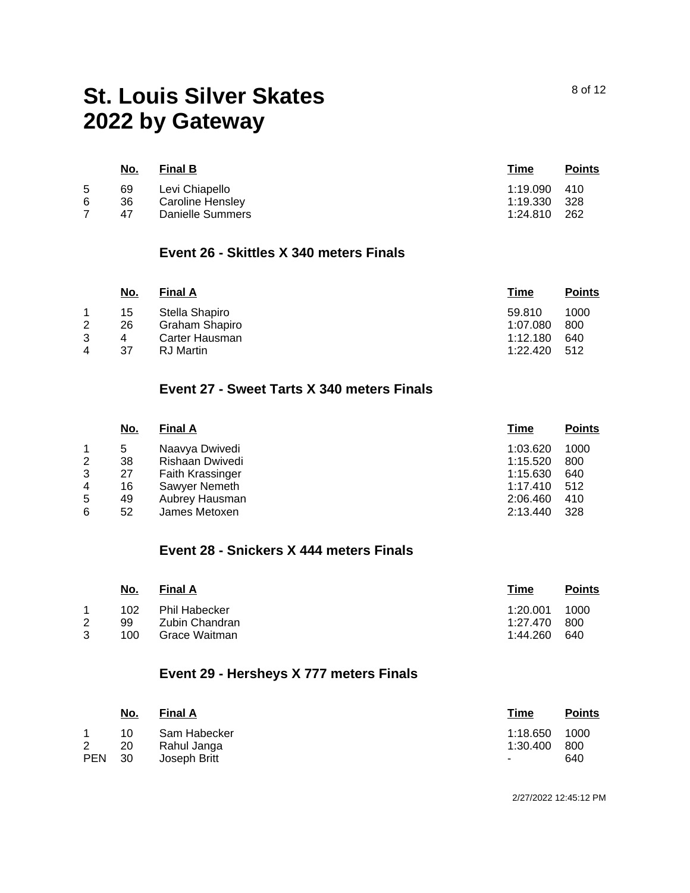# St. Louis Silver Skates 2022 by Gateway

| | No. | Final B | Time | Points |
|---|---|---|---|---|
| 5 | 69 | Levi Chiapello | 1:19.090 | 410 |
| 6 | 36 | Caroline Hensley | 1:19.330 | 328 |
| 7 | 47 | Danielle Summers | 1:24.810 | 262 |

### Event 26 - Skittles X 340 meters Finals

| | No. | Final A | Time | Points |
|---|---|---|---|---|
| 1 | 15 | Stella Shapiro | 59.810 | 1000 |
| 2 | 26 | Graham Shapiro | 1:07.080 | 800 |
| 3 | 4 | Carter Hausman | 1:12.180 | 640 |
| 4 | 37 | RJ Martin | 1:22.420 | 512 |

### Event 27 - Sweet Tarts X 340 meters Finals

| | No. | Final A | Time | Points |
|---|---|---|---|---|
| 1 | 5 | Naavya Dwivedi | 1:03.620 | 1000 |
| 2 | 38 | Rishaan Dwivedi | 1:15.520 | 800 |
| 3 | 27 | Faith Krassinger | 1:15.630 | 640 |
| 4 | 16 | Sawyer Nemeth | 1:17.410 | 512 |
| 5 | 49 | Aubrey Hausman | 2:06.460 | 410 |
| 6 | 52 | James Metoxen | 2:13.440 | 328 |

### Event 28 - Snickers X 444 meters Finals

| | No. | Final A | Time | Points |
|---|---|---|---|---|
| 1 | 102 | Phil Habecker | 1:20.001 | 1000 |
| 2 | 99 | Zubin Chandran | 1:27.470 | 800 |
| 3 | 100 | Grace Waitman | 1:44.260 | 640 |

### Event 29 - Hersheys X 777 meters Finals

| | No. | Final A | Time | Points |
|---|---|---|---|---|
| 1 | 10 | Sam Habecker | 1:18.650 | 1000 |
| 2 | 20 | Rahul Janga | 1:30.400 | 800 |
| PEN | 30 | Joseph Britt | - | 640 |

2/27/2022 12:45:12 PM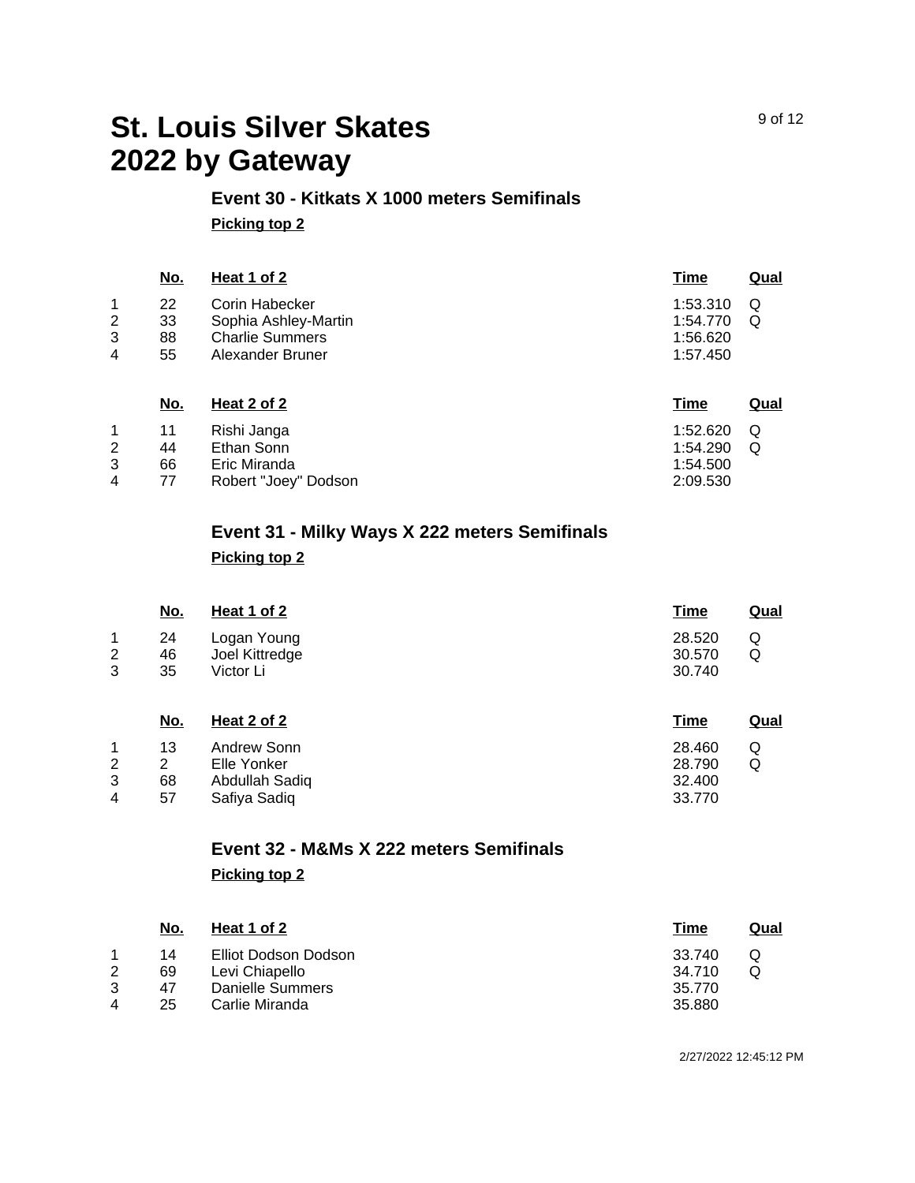# St. Louis Silver Skates
# 2022 by Gateway

## Event 30 - Kitkats X 1000 meters Semifinals

**Picking top 2**

| | No. | Heat 1 of 2 | Time | Qual |
|---|---|---|---|---|
| 1 | 22 | Corin Habecker | 1:53.310 | Q |
| 2 | 33 | Sophia Ashley-Martin | 1:54.770 | Q |
| 3 | 88 | Charlie Summers | 1:56.620 | |
| 4 | 55 | Alexander Bruner | 1:57.450 | |

| | No. | Heat 2 of 2 | Time | Qual |
|---|---|---|---|---|
| 1 | 11 | Rishi Janga | 1:52.620 | Q |
| 2 | 44 | Ethan Sonn | 1:54.290 | Q |
| 3 | 66 | Eric Miranda | 1:54.500 | |
| 4 | 77 | Robert "Joey" Dodson | 2:09.530 | |

## Event 31 - Milky Ways X 222 meters Semifinals

**Picking top 2**

| | No. | Heat 1 of 2 | Time | Qual |
|---|---|---|---|---|
| 1 | 24 | Logan Young | 28.520 | Q |
| 2 | 46 | Joel Kittredge | 30.570 | Q |
| 3 | 35 | Victor Li | 30.740 | |

| | No. | Heat 2 of 2 | Time | Qual |
|---|---|---|---|---|
| 1 | 13 | Andrew Sonn | 28.460 | Q |
| 2 | 2 | Elle Yonker | 28.790 | Q |
| 3 | 68 | Abdullah Sadiq | 32.400 | |
| 4 | 57 | Safiya Sadiq | 33.770 | |

## Event 32 - M&Ms X 222 meters Semifinals

**Picking top 2**

| | No. | Heat 1 of 2 | Time | Qual |
|---|---|---|---|---|
| 1 | 14 | Elliot Dodson Dodson | 33.740 | Q |
| 2 | 69 | Levi Chiapello | 34.710 | Q |
| 3 | 47 | Danielle Summers | 35.770 | |
| 4 | 25 | Carlie Miranda | 35.880 | |

2/27/2022 12:45:12 PM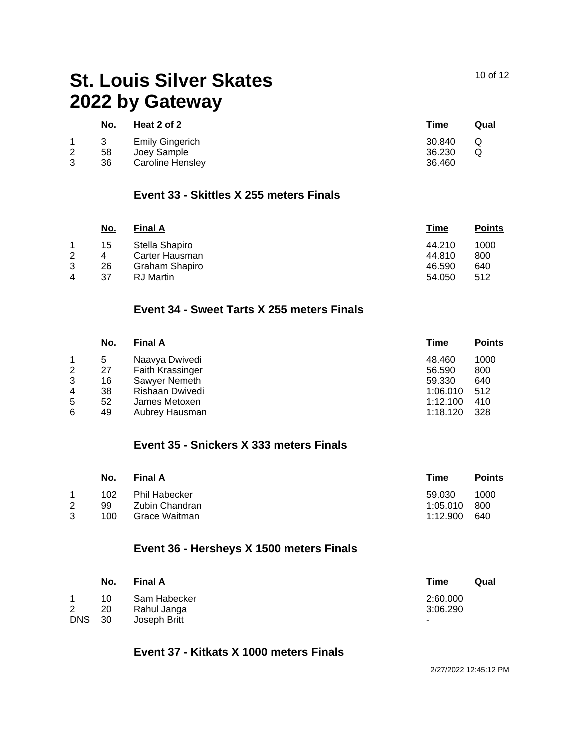# St. Louis Silver Skates 2022 by Gateway

| | No. | Heat 2 of 2 | Time | Qual |
|---|---|---|---|---|
| 1 | 3 | Emily Gingerich | 30.840 | Q |
| 2 | 58 | Joey Sample | 36.230 | Q |
| 3 | 36 | Caroline Hensley | 36.460 | |

## Event 33 - Skittles X 255 meters Finals

| | No. | Final A | Time | Points |
|---|---|---|---|---|
| 1 | 15 | Stella Shapiro | 44.210 | 1000 |
| 2 | 4 | Carter Hausman | 44.810 | 800 |
| 3 | 26 | Graham Shapiro | 46.590 | 640 |
| 4 | 37 | RJ Martin | 54.050 | 512 |

## Event 34 - Sweet Tarts X 255 meters Finals

| | No. | Final A | Time | Points |
|---|---|---|---|---|
| 1 | 5 | Naavya Dwivedi | 48.460 | 1000 |
| 2 | 27 | Faith Krassinger | 56.590 | 800 |
| 3 | 16 | Sawyer Nemeth | 59.330 | 640 |
| 4 | 38 | Rishaan Dwivedi | 1:06.010 | 512 |
| 5 | 52 | James Metoxen | 1:12.100 | 410 |
| 6 | 49 | Aubrey Hausman | 1:18.120 | 328 |

## Event 35 - Snickers X 333 meters Finals

| | No. | Final A | Time | Points |
|---|---|---|---|---|
| 1 | 102 | Phil Habecker | 59.030 | 1000 |
| 2 | 99 | Zubin Chandran | 1:05.010 | 800 |
| 3 | 100 | Grace Waitman | 1:12.900 | 640 |

## Event 36 - Hersheys X 1500 meters Finals

| | No. | Final A | Time | Qual |
|---|---|---|---|---|
| 1 | 10 | Sam Habecker | 2:60.000 | |
| 2 | 20 | Rahul Janga | 3:06.290 | |
| DNS | 30 | Joseph Britt | - | |

## Event 37 - Kitkats X 1000 meters Finals

2/27/2022 12:45:12 PM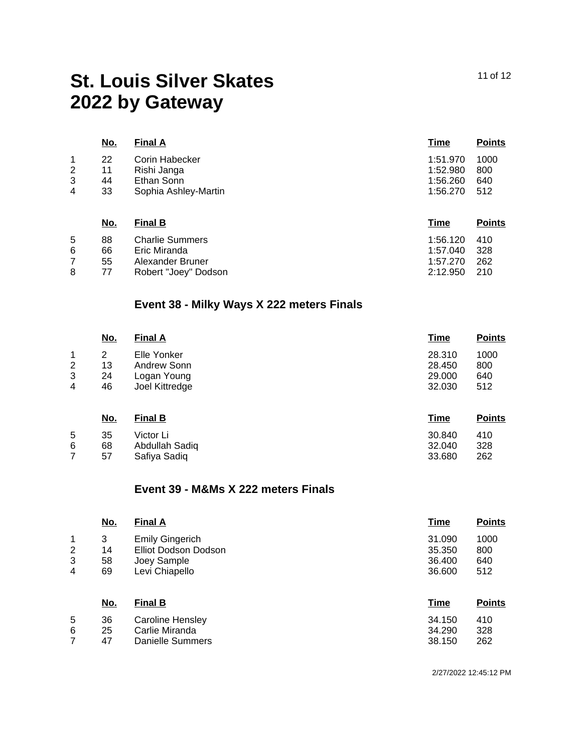# St. Louis Silver Skates 2022 by Gateway

| | No. | Final A | Time | Points |
|---|---|---|---|---|
| 1 | 22 | Corin Habecker | 1:51.970 | 1000 |
| 2 | 11 | Rishi Janga | 1:52.980 | 800 |
| 3 | 44 | Ethan Sonn | 1:56.260 | 640 |
| 4 | 33 | Sophia Ashley-Martin | 1:56.270 | 512 |

| | No. | Final B | Time | Points |
|---|---|---|---|---|
| 5 | 88 | Charlie Summers | 1:56.120 | 410 |
| 6 | 66 | Eric Miranda | 1:57.040 | 328 |
| 7 | 55 | Alexander Bruner | 1:57.270 | 262 |
| 8 | 77 | Robert "Joey" Dodson | 2:12.950 | 210 |

## Event 38 - Milky Ways X 222 meters Finals

| | No. | Final A | Time | Points |
|---|---|---|---|---|
| 1 | 2 | Elle Yonker | 28.310 | 1000 |
| 2 | 13 | Andrew Sonn | 28.450 | 800 |
| 3 | 24 | Logan Young | 29.000 | 640 |
| 4 | 46 | Joel Kittredge | 32.030 | 512 |

| | No. | Final B | Time | Points |
|---|---|---|---|---|
| 5 | 35 | Victor Li | 30.840 | 410 |
| 6 | 68 | Abdullah Sadiq | 32.040 | 328 |
| 7 | 57 | Safiya Sadiq | 33.680 | 262 |

## Event 39 - M&Ms X 222 meters Finals

| | No. | Final A | Time | Points |
|---|---|---|---|---|
| 1 | 3 | Emily Gingerich | 31.090 | 1000 |
| 2 | 14 | Elliot Dodson Dodson | 35.350 | 800 |
| 3 | 58 | Joey Sample | 36.400 | 640 |
| 4 | 69 | Levi Chiapello | 36.600 | 512 |

| | No. | Final B | Time | Points |
|---|---|---|---|---|
| 5 | 36 | Caroline Hensley | 34.150 | 410 |
| 6 | 25 | Carlie Miranda | 34.290 | 328 |
| 7 | 47 | Danielle Summers | 38.150 | 262 |

2/27/2022 12:45:12 PM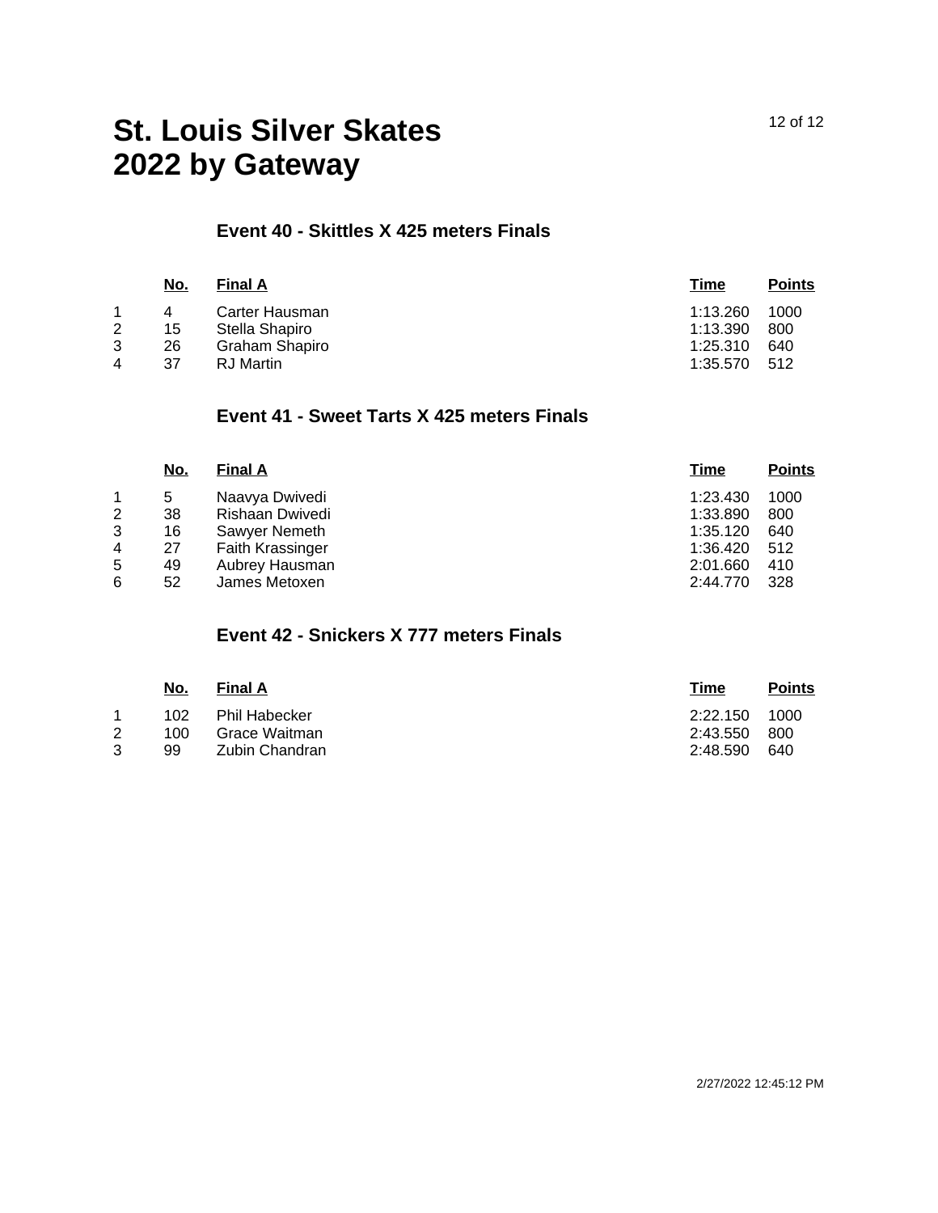# St. Louis Silver Skates 2022 by Gateway

### Event 40 - Skittles X 425 meters Finals

| | No. | Final A | Time | Points |
|---|---|---|---|---|
| 1 | 4 | Carter Hausman | 1:13.260 | 1000 |
| 2 | 15 | Stella Shapiro | 1:13.390 | 800 |
| 3 | 26 | Graham Shapiro | 1:25.310 | 640 |
| 4 | 37 | RJ Martin | 1:35.570 | 512 |

### Event 41 - Sweet Tarts X 425 meters Finals

| | No. | Final A | Time | Points |
|---|---|---|---|---|
| 1 | 5 | Naavya Dwivedi | 1:23.430 | 1000 |
| 2 | 38 | Rishaan Dwivedi | 1:33.890 | 800 |
| 3 | 16 | Sawyer Nemeth | 1:35.120 | 640 |
| 4 | 27 | Faith Krassinger | 1:36.420 | 512 |
| 5 | 49 | Aubrey Hausman | 2:01.660 | 410 |
| 6 | 52 | James Metoxen | 2:44.770 | 328 |

### Event 42 - Snickers X 777 meters Finals

| | No. | Final A | Time | Points |
|---|---|---|---|---|
| 1 | 102 | Phil Habecker | 2:22.150 | 1000 |
| 2 | 100 | Grace Waitman | 2:43.550 | 800 |
| 3 | 99 | Zubin Chandran | 2:48.590 | 640 |

2/27/2022 12:45:12 PM